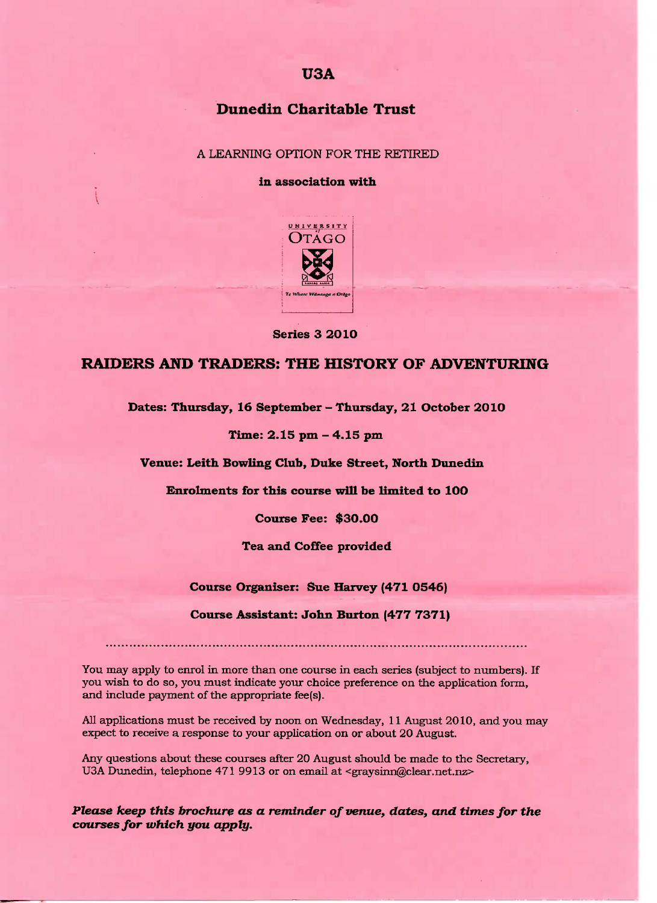# U3A

## Dunedin Charitable Trust

A LEARNING OPTION FOR THE RETIRED

**in association with**

**Series 3 2010**

## RAIDERS AND TRADERS: THE HISTORY OF ADVENTURING

**Dates: Thursday, 16 September – Thursday, 21 October 2010**

**Time: 2.15 pm – 4.15 pm**

**Venue: Leith Bowling Club, Duke Street, North Dunedin**

**Enrolments for this course will be limited to 100**

**Course Fee: $30.00**

**Tea and Coffee provided**

**Course Organiser: Sue Harvey (471 0546)**

**Course Assistant: John Burton (477 7371)**

---

You may apply to enrol in more than one course in each series (subject to numbers). If you wish to do so, you must indicate your choice preference on the application form, and include payment of the appropriate fee(s).

All applications must be received by noon on Wednesday, 11 August 2010, and you may expect to receive a response to your application on or about 20 August.

Any questions about these courses after 20 August should be made to the Secretary, U3A Dunedin, telephone 471 9913 or on email at <graysinn@clear.net.nz>

***Please keep this brochure as a reminder of venue, dates, and times for the courses for which you apply.***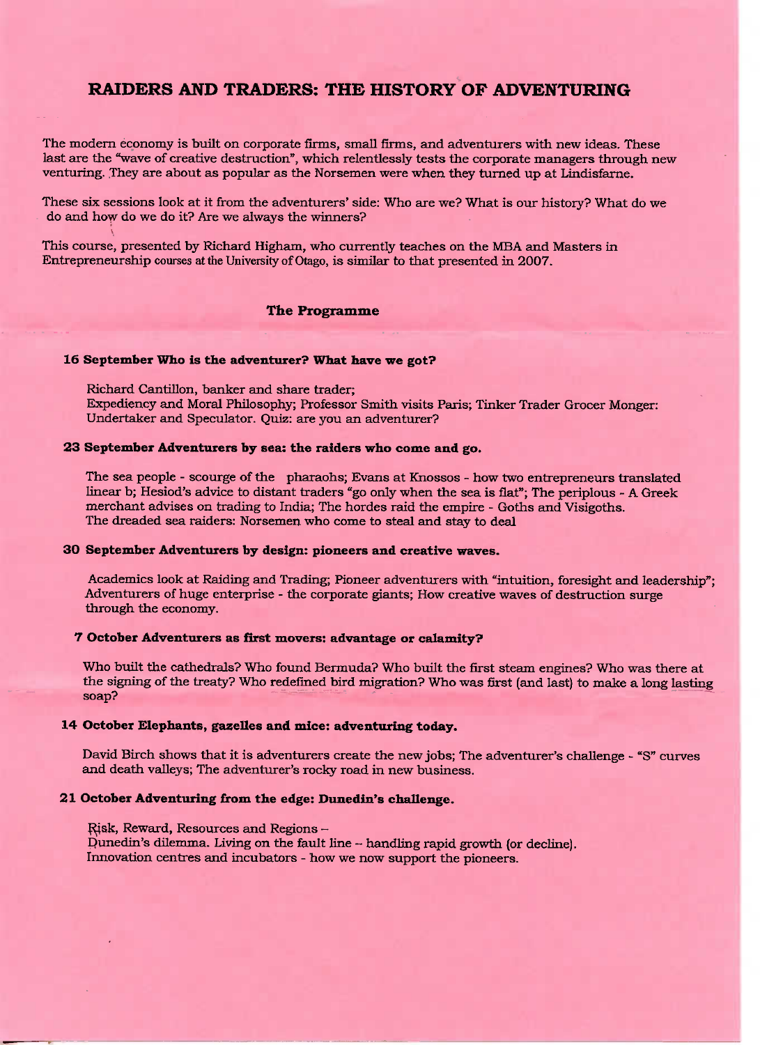# RAIDERS AND TRADERS: THE HISTORY OF ADVENTURING

The modern economy is built on corporate firms, small firms, and adventurers with new ideas. These last are the "wave of creative destruction", which relentlessly tests the corporate managers through new venturing. They are about as popular as the Norsemen were when they turned up at Lindisfarne.

These six sessions look at it from the adventurers' side: Who are we? What is our history? What do we do and how do we do it? Are we always the winners?

This course, presented by Richard Higham, who currently teaches on the MBA and Masters in Entrepreneurship courses at the University of Otago, is similar to that presented in 2007.

## The Programme

**16 September Who is the adventurer? What have we got?**

Richard Cantillon, banker and share trader;
Expediency and Moral Philosophy; Professor Smith visits Paris; Tinker Trader Grocer Monger: Undertaker and Speculator. Quiz: are you an adventurer?

**23 September Adventurers by sea: the raiders who come and go.**

The sea people - scourge of the pharaohs; Evans at Knossos - how two entrepreneurs translated linear b; Hesiod's advice to distant traders "go only when the sea is flat"; The periplous - A Greek merchant advises on trading to India; The hordes raid the empire - Goths and Visigoths.
The dreaded sea raiders: Norsemen who come to steal and stay to deal

**30 September Adventurers by design: pioneers and creative waves.**

Academics look at Raiding and Trading; Pioneer adventurers with "intuition, foresight and leadership"; Adventurers of huge enterprise - the corporate giants; How creative waves of destruction surge through the economy.

**7 October Adventurers as first movers: advantage or calamity?**

Who built the cathedrals? Who found Bermuda? Who built the first steam engines? Who was there at the signing of the treaty? Who redefined bird migration? Who was first (and last) to make a long lasting soap?

**14 October Elephants, gazelles and mice: adventuring today.**

David Birch shows that it is adventurers create the new jobs; The adventurer's challenge - "S" curves and death valleys; The adventurer's rocky road in new business.

**21 October Adventuring from the edge: Dunedin's challenge.**

Risk, Reward, Resources and Regions –
Dunedin's dilemma. Living on the fault line – handling rapid growth (or decline).
Innovation centres and incubators - how we now support the pioneers.